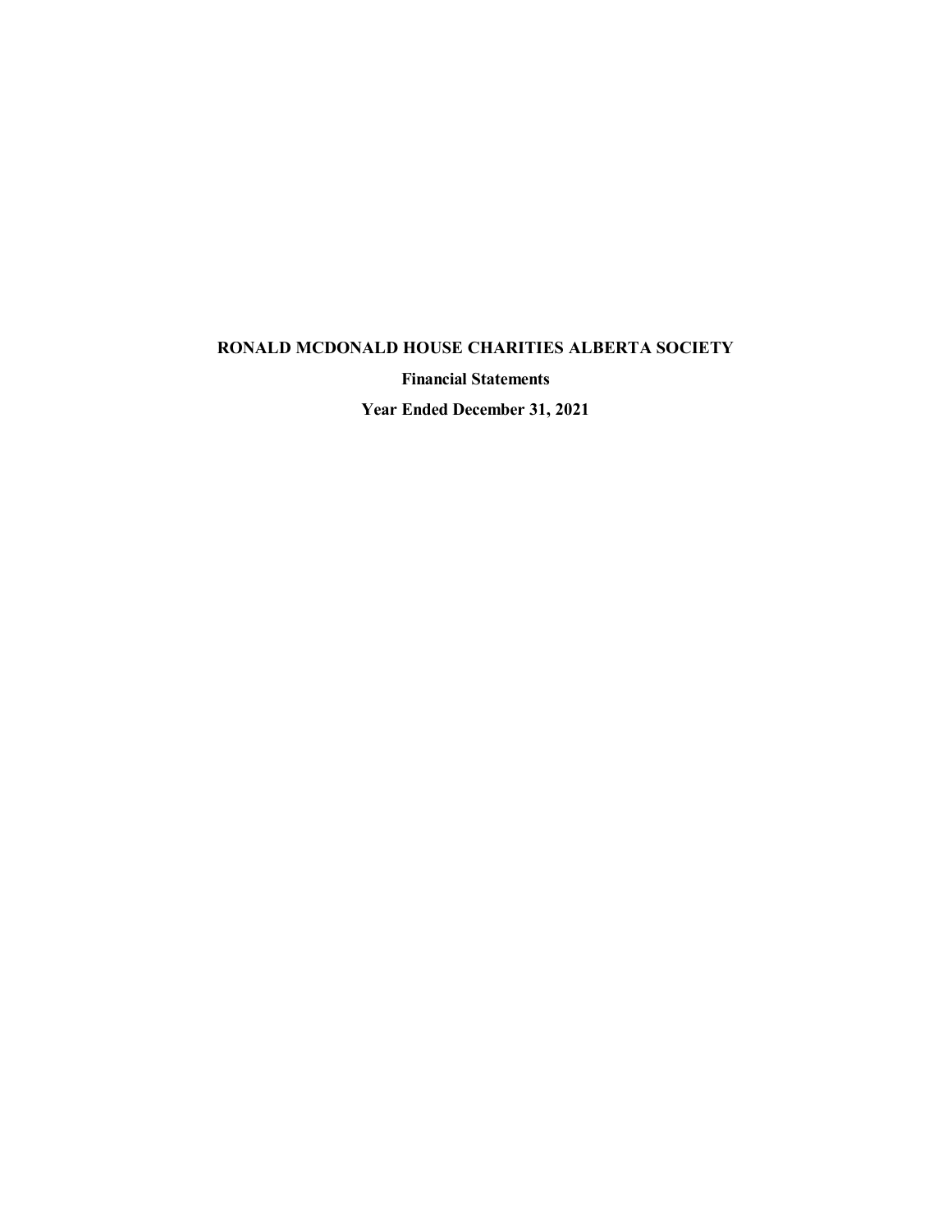# RONALD MCDONALD HOUSE CHARITIES ALBERTA SOCIETY

**Financial Statements**

**Year Ended December 31, 2021**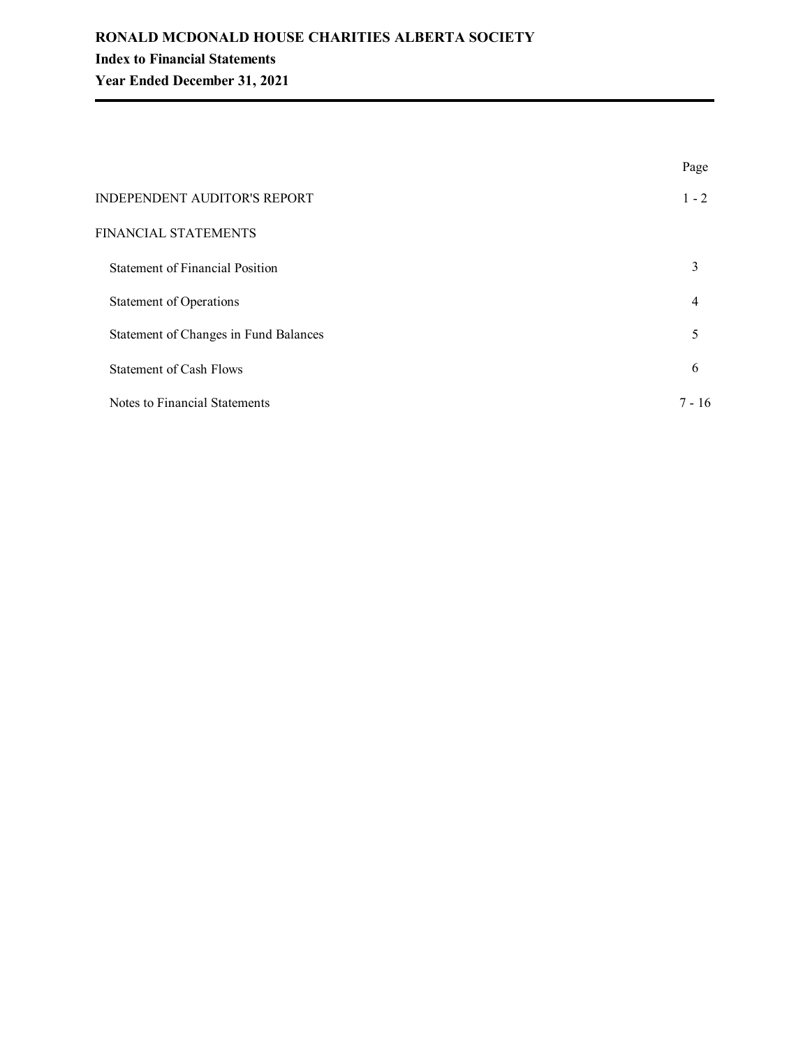**RONALD MCDONALD HOUSE CHARITIES ALBERTA SOCIETY**

**Index to Financial Statements**

**Year Ended December 31, 2021**

| | Page |
|---|---|
| INDEPENDENT AUDITOR'S REPORT | 1 - 2 |
| FINANCIAL STATEMENTS | |
| Statement of Financial Position | 3 |
| Statement of Operations | 4 |
| Statement of Changes in Fund Balances | 5 |
| Statement of Cash Flows | 6 |
| Notes to Financial Statements | 7 - 16 |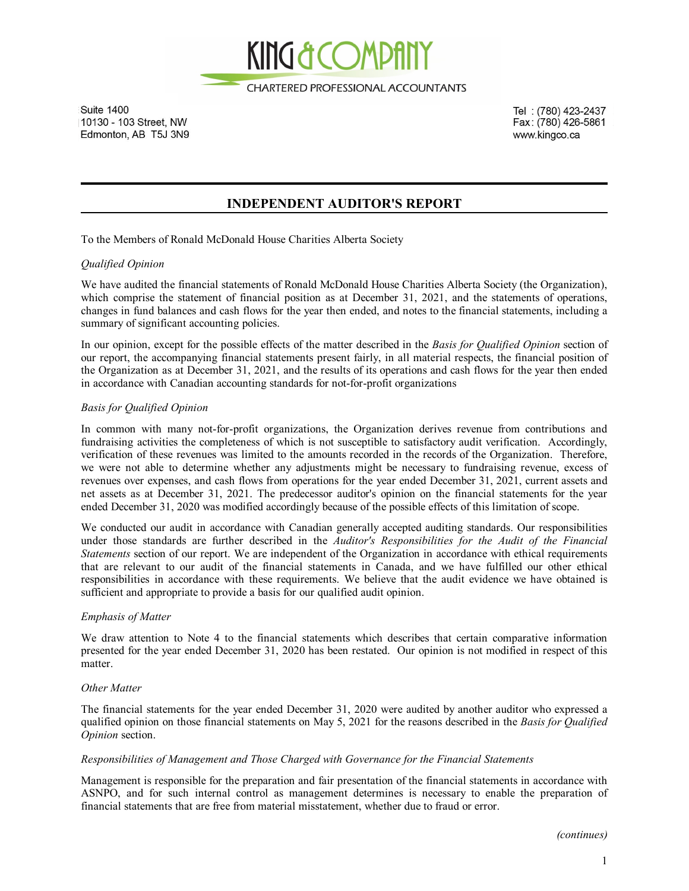KING & COMPANY

CHARTERED PROFESSIONAL ACCOUNTANTS

Suite 1400
10130 - 103 Street, NW
Edmonton, AB T5J 3N9

Tel : (780) 423-2437
Fax: (780) 426-5861
www.kingco.ca

## INDEPENDENT AUDITOR'S REPORT

To the Members of Ronald McDonald House Charities Alberta Society

*Qualified Opinion*

We have audited the financial statements of Ronald McDonald House Charities Alberta Society (the Organization), which comprise the statement of financial position as at December 31, 2021, and the statements of operations, changes in fund balances and cash flows for the year then ended, and notes to the financial statements, including a summary of significant accounting policies.

In our opinion, except for the possible effects of the matter described in the *Basis for Qualified Opinion* section of our report, the accompanying financial statements present fairly, in all material respects, the financial position of the Organization as at December 31, 2021, and the results of its operations and cash flows for the year then ended in accordance with Canadian accounting standards for not-for-profit organizations

*Basis for Qualified Opinion*

In common with many not-for-profit organizations, the Organization derives revenue from contributions and fundraising activities the completeness of which is not susceptible to satisfactory audit verification. Accordingly, verification of these revenues was limited to the amounts recorded in the records of the Organization. Therefore, we were not able to determine whether any adjustments might be necessary to fundraising revenue, excess of revenues over expenses, and cash flows from operations for the year ended December 31, 2021, current assets and net assets as at December 31, 2021. The predecessor auditor's opinion on the financial statements for the year ended December 31, 2020 was modified accordingly because of the possible effects of this limitation of scope.

We conducted our audit in accordance with Canadian generally accepted auditing standards. Our responsibilities under those standards are further described in the *Auditor's Responsibilities for the Audit of the Financial Statements* section of our report. We are independent of the Organization in accordance with ethical requirements that are relevant to our audit of the financial statements in Canada, and we have fulfilled our other ethical responsibilities in accordance with these requirements. We believe that the audit evidence we have obtained is sufficient and appropriate to provide a basis for our qualified audit opinion.

*Emphasis of Matter*

We draw attention to Note 4 to the financial statements which describes that certain comparative information presented for the year ended December 31, 2020 has been restated. Our opinion is not modified in respect of this matter.

*Other Matter*

The financial statements for the year ended December 31, 2020 were audited by another auditor who expressed a qualified opinion on those financial statements on May 5, 2021 for the reasons described in the *Basis for Qualified Opinion* section.

*Responsibilities of Management and Those Charged with Governance for the Financial Statements*

Management is responsible for the preparation and fair presentation of the financial statements in accordance with ASNPO, and for such internal control as management determines is necessary to enable the preparation of financial statements that are free from material misstatement, whether due to fraud or error.

*(continues)*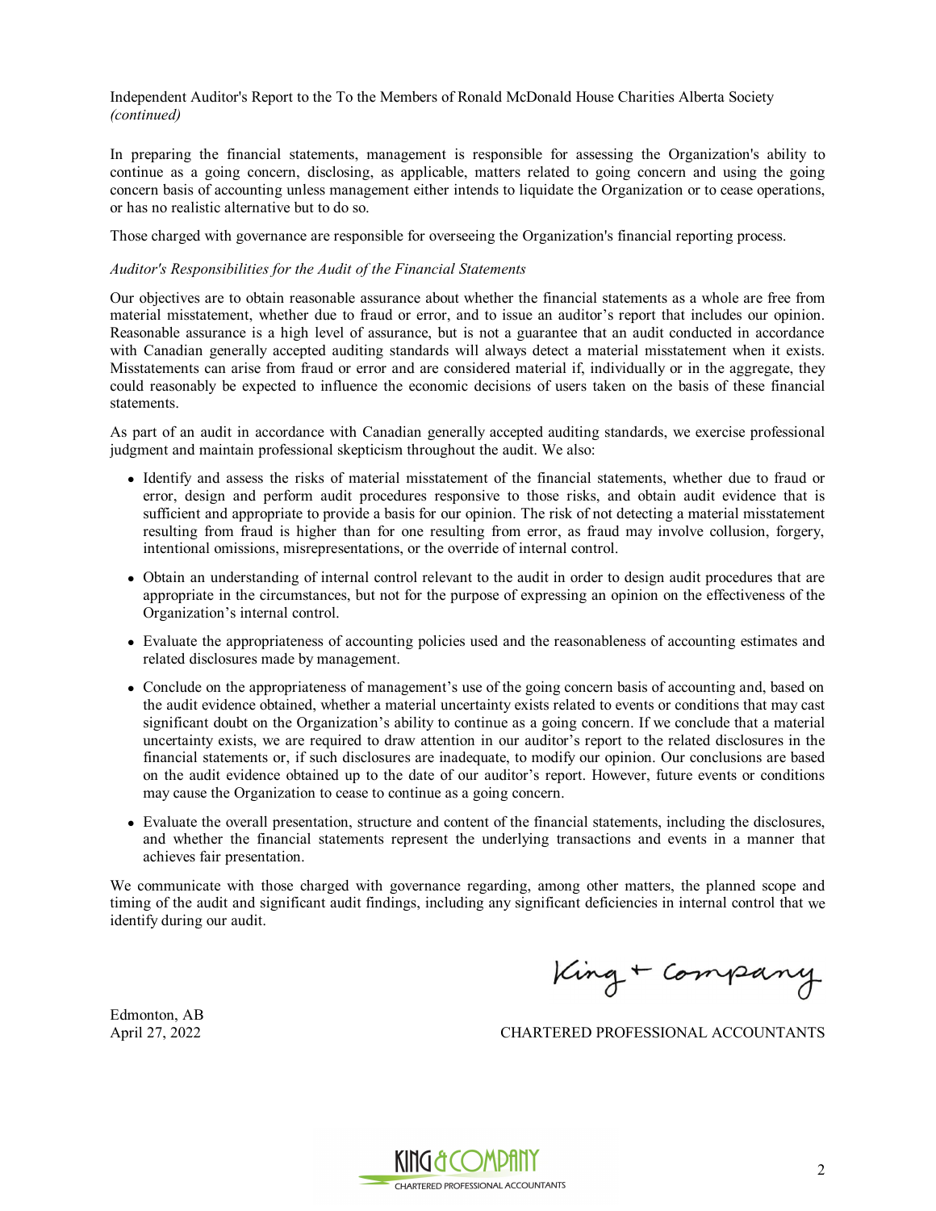Independent Auditor's Report to the To the Members of Ronald McDonald House Charities Alberta Society *(continued)*

In preparing the financial statements, management is responsible for assessing the Organization's ability to continue as a going concern, disclosing, as applicable, matters related to going concern and using the going concern basis of accounting unless management either intends to liquidate the Organization or to cease operations, or has no realistic alternative but to do so.

Those charged with governance are responsible for overseeing the Organization's financial reporting process.

*Auditor's Responsibilities for the Audit of the Financial Statements*

Our objectives are to obtain reasonable assurance about whether the financial statements as a whole are free from material misstatement, whether due to fraud or error, and to issue an auditor's report that includes our opinion. Reasonable assurance is a high level of assurance, but is not a guarantee that an audit conducted in accordance with Canadian generally accepted auditing standards will always detect a material misstatement when it exists. Misstatements can arise from fraud or error and are considered material if, individually or in the aggregate, they could reasonably be expected to influence the economic decisions of users taken on the basis of these financial statements.

As part of an audit in accordance with Canadian generally accepted auditing standards, we exercise professional judgment and maintain professional skepticism throughout the audit. We also:

- Identify and assess the risks of material misstatement of the financial statements, whether due to fraud or error, design and perform audit procedures responsive to those risks, and obtain audit evidence that is sufficient and appropriate to provide a basis for our opinion. The risk of not detecting a material misstatement resulting from fraud is higher than for one resulting from error, as fraud may involve collusion, forgery, intentional omissions, misrepresentations, or the override of internal control.
- Obtain an understanding of internal control relevant to the audit in order to design audit procedures that are appropriate in the circumstances, but not for the purpose of expressing an opinion on the effectiveness of the Organization's internal control.
- Evaluate the appropriateness of accounting policies used and the reasonableness of accounting estimates and related disclosures made by management.
- Conclude on the appropriateness of management's use of the going concern basis of accounting and, based on the audit evidence obtained, whether a material uncertainty exists related to events or conditions that may cast significant doubt on the Organization's ability to continue as a going concern. If we conclude that a material uncertainty exists, we are required to draw attention in our auditor's report to the related disclosures in the financial statements or, if such disclosures are inadequate, to modify our opinion. Our conclusions are based on the audit evidence obtained up to the date of our auditor's report. However, future events or conditions may cause the Organization to cease to continue as a going concern.
- Evaluate the overall presentation, structure and content of the financial statements, including the disclosures, and whether the financial statements represent the underlying transactions and events in a manner that achieves fair presentation.

We communicate with those charged with governance regarding, among other matters, the planned scope and timing of the audit and significant audit findings, including any significant deficiencies in internal control that we identify during our audit.

King + Company

Edmonton, AB
April 27, 2022

CHARTERED PROFESSIONAL ACCOUNTANTS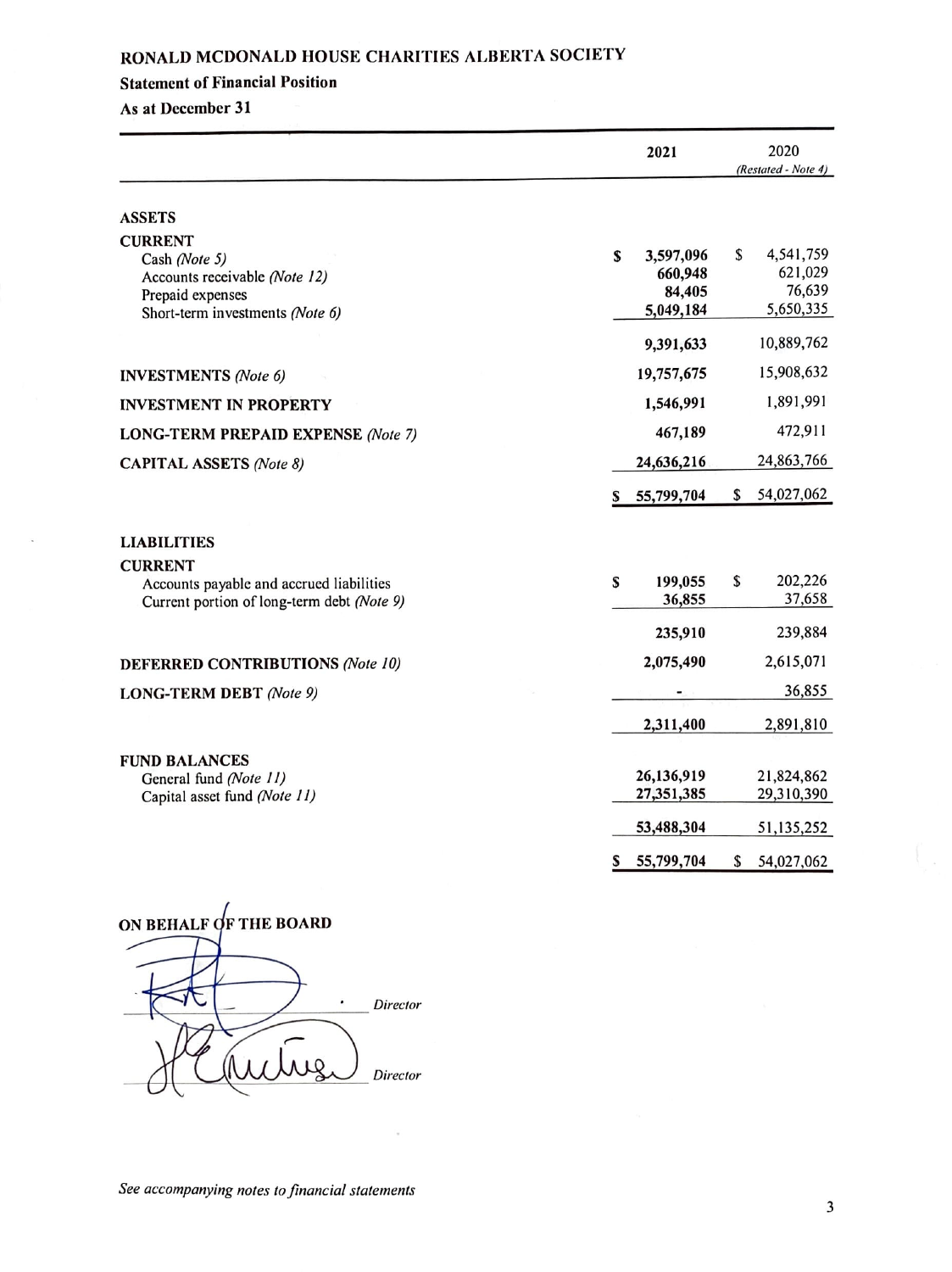# RONALD MCDONALD HOUSE CHARITIES ALBERTA SOCIETY

## Statement of Financial Position

### As at December 31

| | 2021 | 2020 *(Restated - Note 4)* |
|---|---|---|
| **ASSETS** | | |
| **CURRENT** | | |
| Cash *(Note 5)* | $ 3,597,096 | $ 4,541,759 |
| Accounts receivable *(Note 12)* | 660,948 | 621,029 |
| Prepaid expenses | 84,405 | 76,639 |
| Short-term investments *(Note 6)* | 5,049,184 | 5,650,335 |
| | 9,391,633 | 10,889,762 |
| **INVESTMENTS** *(Note 6)* | 19,757,675 | 15,908,632 |
| **INVESTMENT IN PROPERTY** | 1,546,991 | 1,891,991 |
| **LONG-TERM PREPAID EXPENSE** *(Note 7)* | 467,189 | 472,911 |
| **CAPITAL ASSETS** *(Note 8)* | 24,636,216 | 24,863,766 |
| | $ 55,799,704 | $ 54,027,062 |
| **LIABILITIES** | | |
| **CURRENT** | | |
| Accounts payable and accrued liabilities | $ 199,055 | $ 202,226 |
| Current portion of long-term debt *(Note 9)* | 36,855 | 37,658 |
| | 235,910 | 239,884 |
| **DEFERRED CONTRIBUTIONS** *(Note 10)* | 2,075,490 | 2,615,071 |
| **LONG-TERM DEBT** *(Note 9)* | - | 36,855 |
| | 2,311,400 | 2,891,810 |
| **FUND BALANCES** | | |
| General fund *(Note 11)* | 26,136,919 | 21,824,862 |
| Capital asset fund *(Note 11)* | 27,351,385 | 29,310,390 |
| | 53,488,304 | 51,135,252 |
| | $ 55,799,704 | $ 54,027,062 |

**ON BEHALF OF THE BOARD**

_______________ *Director*

_______________ *Director*

*See accompanying notes to financial statements*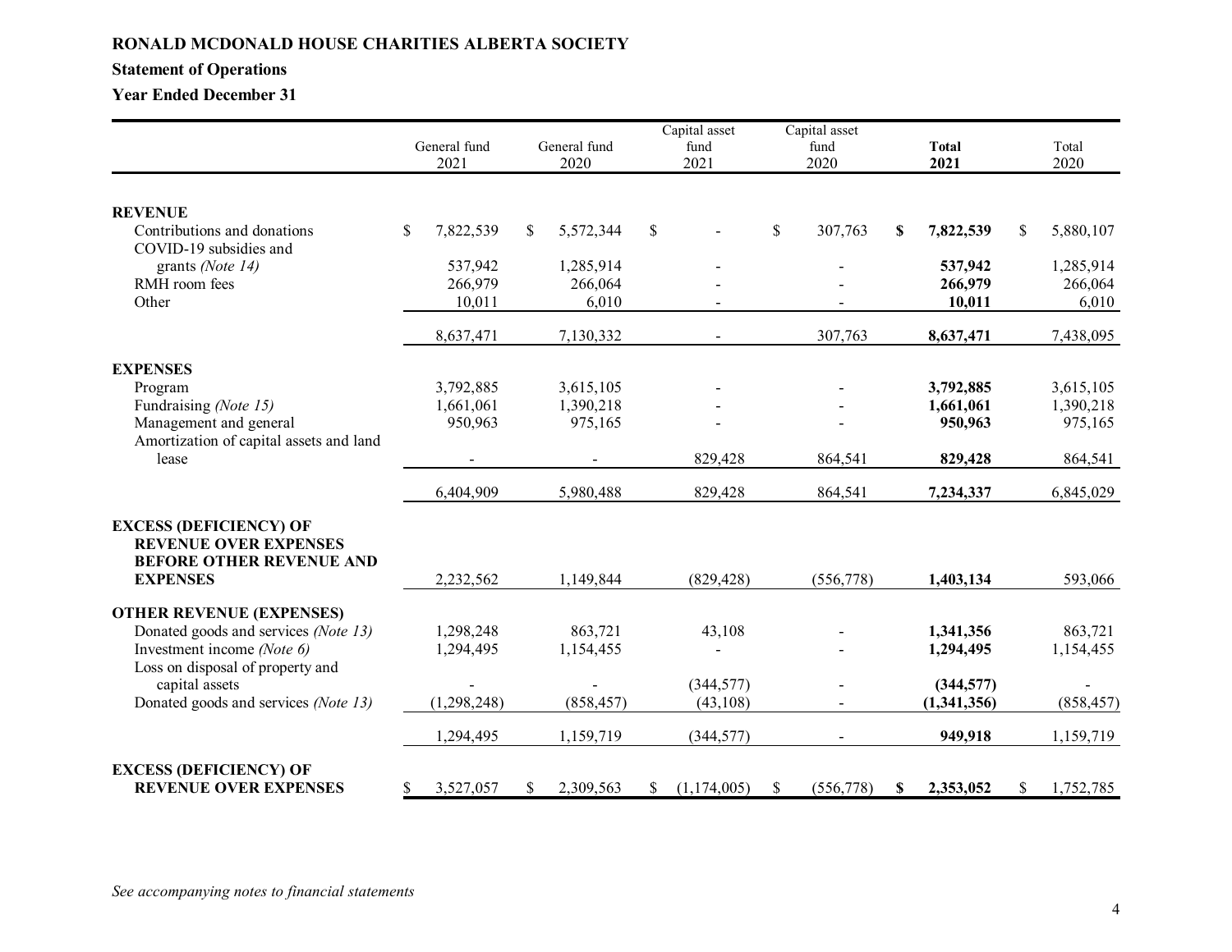**RONALD MCDONALD HOUSE CHARITIES ALBERTA SOCIETY**

**Statement of Operations**

**Year Ended December 31**

| | General fund 2021 | General fund 2020 | Capital asset fund 2021 | Capital asset fund 2020 | **Total 2021** | Total 2020 |
|---|---|---|---|---|---|---|
| **REVENUE** | | | | | | |
| Contributions and donations | $ 7,822,539 | $ 5,572,344 | $ - | $ 307,763 | **$ 7,822,539** | $ 5,880,107 |
| COVID-19 subsidies and grants *(Note 14)* | 537,942 | 1,285,914 | - | - | **537,942** | 1,285,914 |
| RMH room fees | 266,979 | 266,064 | - | - | **266,979** | 266,064 |
| Other | 10,011 | 6,010 | - | - | **10,011** | 6,010 |
| | 8,637,471 | 7,130,332 | - | 307,763 | **8,637,471** | 7,438,095 |
| **EXPENSES** | | | | | | |
| Program | 3,792,885 | 3,615,105 | - | - | **3,792,885** | 3,615,105 |
| Fundraising *(Note 15)* | 1,661,061 | 1,390,218 | - | - | **1,661,061** | 1,390,218 |
| Management and general | 950,963 | 975,165 | - | - | **950,963** | 975,165 |
| Amortization of capital assets and land lease | - | - | 829,428 | 864,541 | **829,428** | 864,541 |
| | 6,404,909 | 5,980,488 | 829,428 | 864,541 | **7,234,337** | 6,845,029 |
| **EXCESS (DEFICIENCY) OF REVENUE OVER EXPENSES BEFORE OTHER REVENUE AND EXPENSES** | 2,232,562 | 1,149,844 | (829,428) | (556,778) | **1,403,134** | 593,066 |
| **OTHER REVENUE (EXPENSES)** | | | | | | |
| Donated goods and services *(Note 13)* | 1,298,248 | 863,721 | 43,108 | - | **1,341,356** | 863,721 |
| Investment income *(Note 6)* | 1,294,495 | 1,154,455 | - | - | **1,294,495** | 1,154,455 |
| Loss on disposal of property and capital assets | - | - | (344,577) | - | **(344,577)** | - |
| Donated goods and services *(Note 13)* | (1,298,248) | (858,457) | (43,108) | - | **(1,341,356)** | (858,457) |
| | 1,294,495 | 1,159,719 | (344,577) | - | **949,918** | 1,159,719 |
| **EXCESS (DEFICIENCY) OF REVENUE OVER EXPENSES** | $ 3,527,057 | $ 2,309,563 | $ (1,174,005) | $ (556,778) | **$ 2,353,052** | $ 1,752,785 |

*See accompanying notes to financial statements*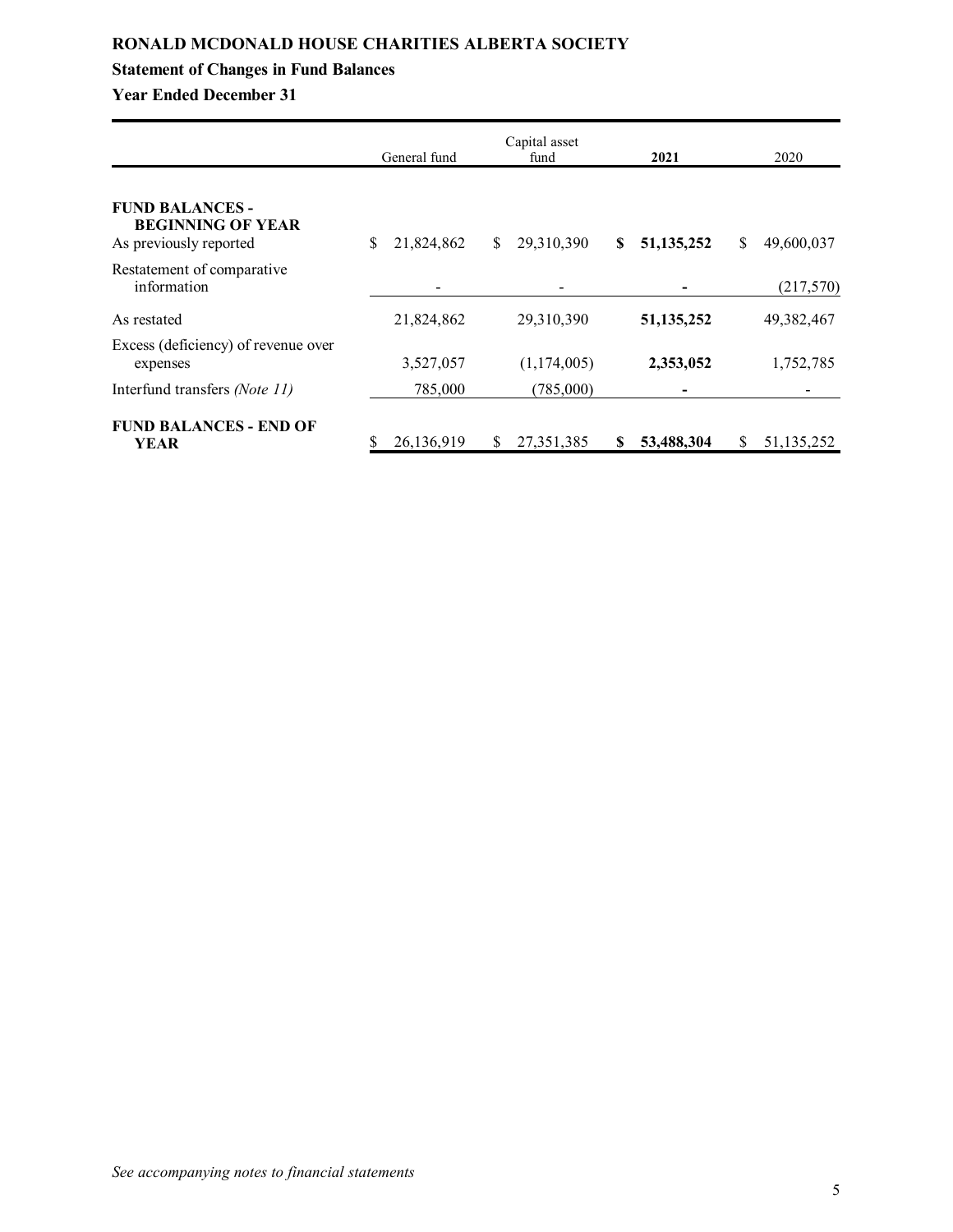**RONALD MCDONALD HOUSE CHARITIES ALBERTA SOCIETY**

**Statement of Changes in Fund Balances**

**Year Ended December 31**

| | General fund | Capital asset fund | **2021** | 2020 |
|---|---|---|---|---|
| **FUND BALANCES - BEGINNING OF YEAR** | | | | |
| As previously reported | $ 21,824,862 | $ 29,310,390 | **$ 51,135,252** | $ 49,600,037 |
| Restatement of comparative information | - | - | **-** | (217,570) |
| As restated | 21,824,862 | 29,310,390 | **51,135,252** | 49,382,467 |
| Excess (deficiency) of revenue over expenses | 3,527,057 | (1,174,005) | **2,353,052** | 1,752,785 |
| Interfund transfers *(Note 11)* | 785,000 | (785,000) | **-** | - |
| **FUND BALANCES - END OF YEAR** | $ 26,136,919 | $ 27,351,385 | **$ 53,488,304** | $ 51,135,252 |

*See accompanying notes to financial statements*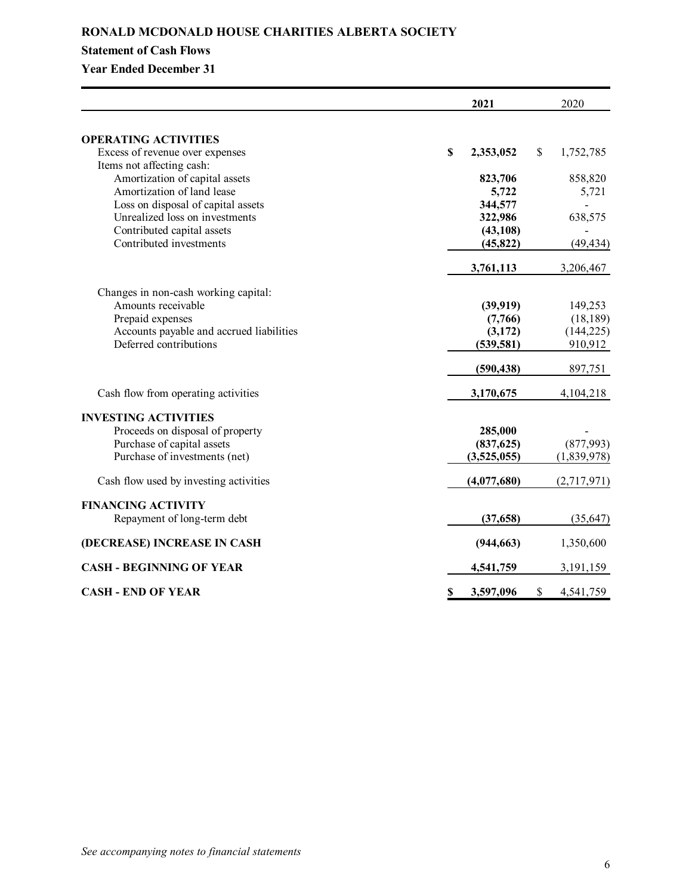**RONALD MCDONALD HOUSE CHARITIES ALBERTA SOCIETY**

**Statement of Cash Flows**

**Year Ended December 31**

| | 2021 | 2020 |
|---|---|---|
| **OPERATING ACTIVITIES** | | |
| Excess of revenue over expenses | **$ 2,353,052** | $ 1,752,785 |
| Items not affecting cash: | | |
| Amortization of capital assets | **823,706** | 858,820 |
| Amortization of land lease | **5,722** | 5,721 |
| Loss on disposal of capital assets | **344,577** | - |
| Unrealized loss on investments | **322,986** | 638,575 |
| Contributed capital assets | **(43,108)** | - |
| Contributed investments | **(45,822)** | (49,434) |
| | **3,761,113** | 3,206,467 |
| Changes in non-cash working capital: | | |
| Amounts receivable | **(39,919)** | 149,253 |
| Prepaid expenses | **(7,766)** | (18,189) |
| Accounts payable and accrued liabilities | **(3,172)** | (144,225) |
| Deferred contributions | **(539,581)** | 910,912 |
| | **(590,438)** | 897,751 |
| Cash flow from operating activities | **3,170,675** | 4,104,218 |
| **INVESTING ACTIVITIES** | | |
| Proceeds on disposal of property | **285,000** | - |
| Purchase of capital assets | **(837,625)** | (877,993) |
| Purchase of investments (net) | **(3,525,055)** | (1,839,978) |
| Cash flow used by investing activities | **(4,077,680)** | (2,717,971) |
| **FINANCING ACTIVITY** | | |
| Repayment of long-term debt | **(37,658)** | (35,647) |
| **(DECREASE) INCREASE IN CASH** | **(944,663)** | 1,350,600 |
| **CASH - BEGINNING OF YEAR** | **4,541,759** | 3,191,159 |
| **CASH - END OF YEAR** | **$ 3,597,096** | $ 4,541,759 |

*See accompanying notes to financial statements*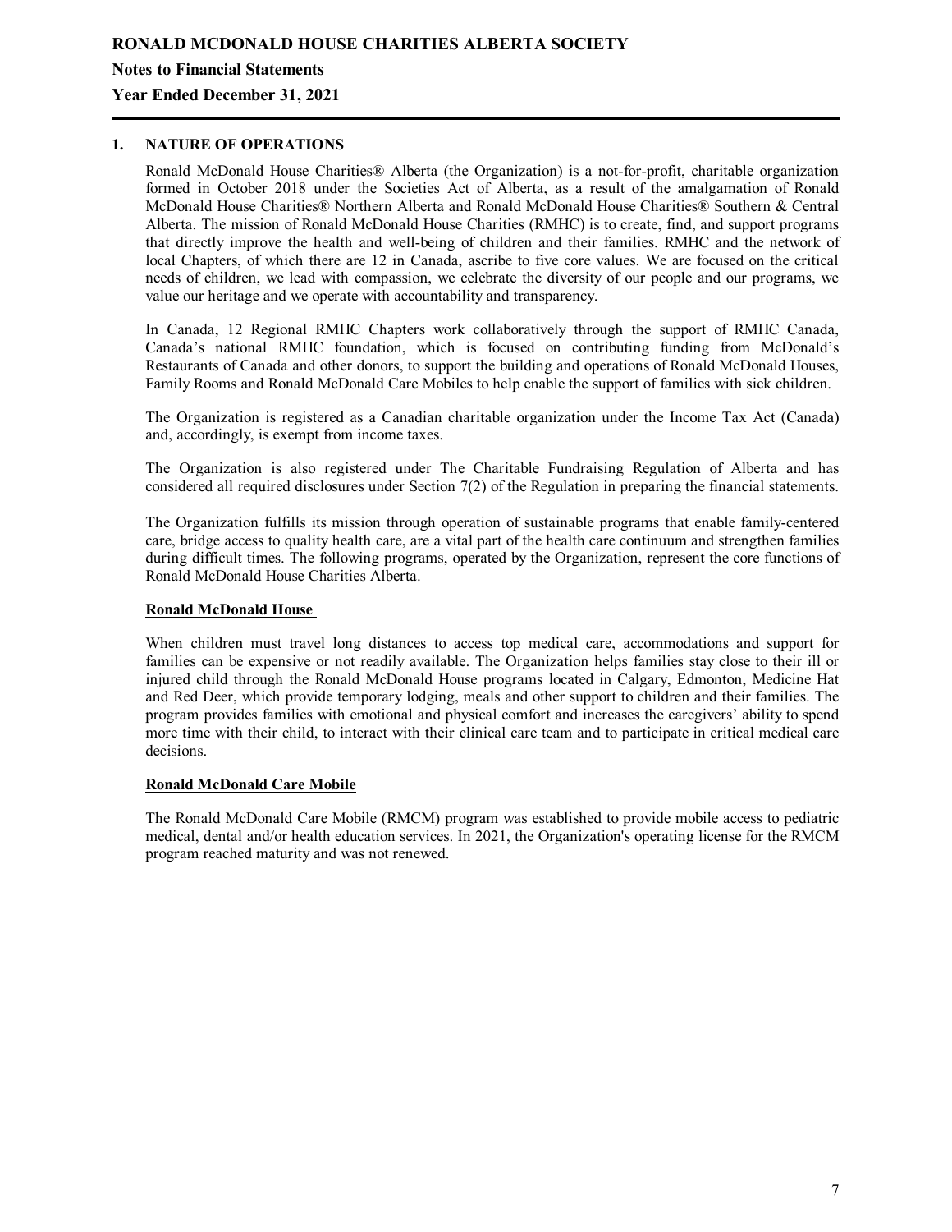## 1. NATURE OF OPERATIONS

Ronald McDonald House Charities® Alberta (the Organization) is a not-for-profit, charitable organization formed in October 2018 under the Societies Act of Alberta, as a result of the amalgamation of Ronald McDonald House Charities® Northern Alberta and Ronald McDonald House Charities® Southern & Central Alberta. The mission of Ronald McDonald House Charities (RMHC) is to create, find, and support programs that directly improve the health and well-being of children and their families. RMHC and the network of local Chapters, of which there are 12 in Canada, ascribe to five core values. We are focused on the critical needs of children, we lead with compassion, we celebrate the diversity of our people and our programs, we value our heritage and we operate with accountability and transparency.

In Canada, 12 Regional RMHC Chapters work collaboratively through the support of RMHC Canada, Canada's national RMHC foundation, which is focused on contributing funding from McDonald's Restaurants of Canada and other donors, to support the building and operations of Ronald McDonald Houses, Family Rooms and Ronald McDonald Care Mobiles to help enable the support of families with sick children.

The Organization is registered as a Canadian charitable organization under the Income Tax Act (Canada) and, accordingly, is exempt from income taxes.

The Organization is also registered under The Charitable Fundraising Regulation of Alberta and has considered all required disclosures under Section 7(2) of the Regulation in preparing the financial statements.

The Organization fulfills its mission through operation of sustainable programs that enable family-centered care, bridge access to quality health care, are a vital part of the health care continuum and strengthen families during difficult times. The following programs, operated by the Organization, represent the core functions of Ronald McDonald House Charities Alberta.

**Ronald McDonald House**

When children must travel long distances to access top medical care, accommodations and support for families can be expensive or not readily available. The Organization helps families stay close to their ill or injured child through the Ronald McDonald House programs located in Calgary, Edmonton, Medicine Hat and Red Deer, which provide temporary lodging, meals and other support to children and their families. The program provides families with emotional and physical comfort and increases the caregivers' ability to spend more time with their child, to interact with their clinical care team and to participate in critical medical care decisions.

**Ronald McDonald Care Mobile**

The Ronald McDonald Care Mobile (RMCM) program was established to provide mobile access to pediatric medical, dental and/or health education services. In 2021, the Organization's operating license for the RMCM program reached maturity and was not renewed.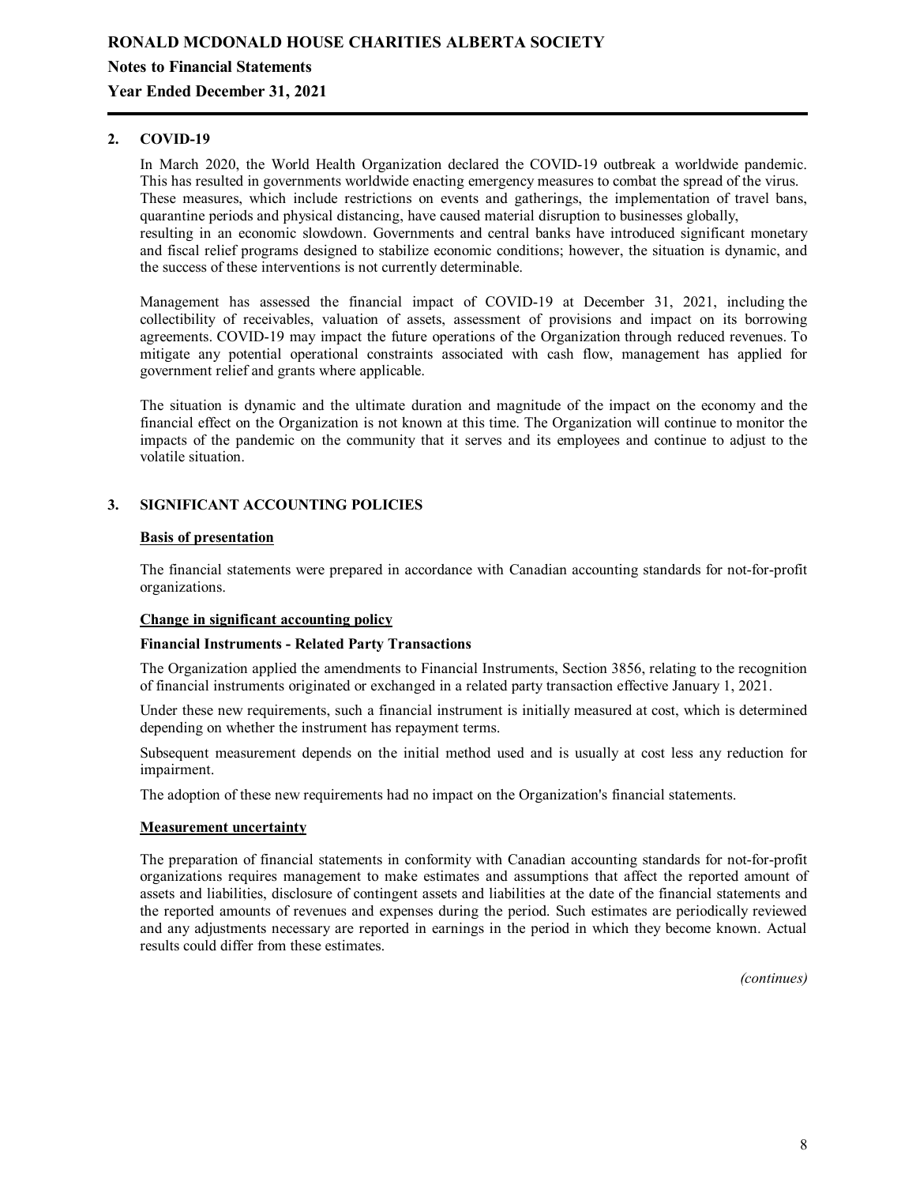## 2. COVID-19

In March 2020, the World Health Organization declared the COVID-19 outbreak a worldwide pandemic. This has resulted in governments worldwide enacting emergency measures to combat the spread of the virus. These measures, which include restrictions on events and gatherings, the implementation of travel bans, quarantine periods and physical distancing, have caused material disruption to businesses globally, resulting in an economic slowdown. Governments and central banks have introduced significant monetary and fiscal relief programs designed to stabilize economic conditions; however, the situation is dynamic, and the success of these interventions is not currently determinable.

Management has assessed the financial impact of COVID-19 at December 31, 2021, including the collectibility of receivables, valuation of assets, assessment of provisions and impact on its borrowing agreements. COVID-19 may impact the future operations of the Organization through reduced revenues. To mitigate any potential operational constraints associated with cash flow, management has applied for government relief and grants where applicable.

The situation is dynamic and the ultimate duration and magnitude of the impact on the economy and the financial effect on the Organization is not known at this time. The Organization will continue to monitor the impacts of the pandemic on the community that it serves and its employees and continue to adjust to the volatile situation.

## 3. SIGNIFICANT ACCOUNTING POLICIES

**Basis of presentation**

The financial statements were prepared in accordance with Canadian accounting standards for not-for-profit organizations.

**Change in significant accounting policy**

**Financial Instruments - Related Party Transactions**

The Organization applied the amendments to Financial Instruments, Section 3856, relating to the recognition of financial instruments originated or exchanged in a related party transaction effective January 1, 2021.

Under these new requirements, such a financial instrument is initially measured at cost, which is determined depending on whether the instrument has repayment terms.

Subsequent measurement depends on the initial method used and is usually at cost less any reduction for impairment.

The adoption of these new requirements had no impact on the Organization's financial statements.

**Measurement uncertainty**

The preparation of financial statements in conformity with Canadian accounting standards for not-for-profit organizations requires management to make estimates and assumptions that affect the reported amount of assets and liabilities, disclosure of contingent assets and liabilities at the date of the financial statements and the reported amounts of revenues and expenses during the period. Such estimates are periodically reviewed and any adjustments necessary are reported in earnings in the period in which they become known. Actual results could differ from these estimates.

*(continues)*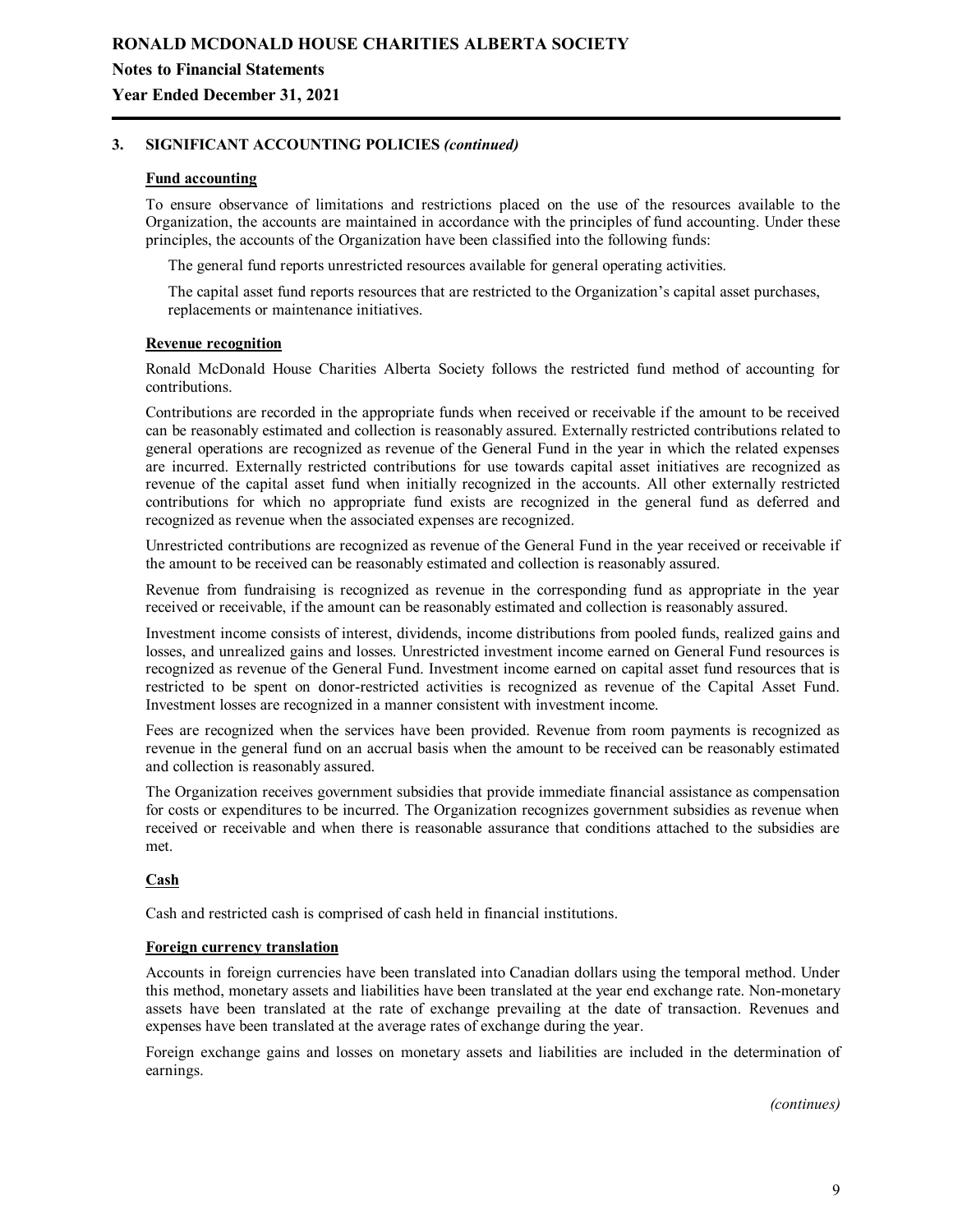## 3. SIGNIFICANT ACCOUNTING POLICIES *(continued)*

**Fund accounting**

To ensure observance of limitations and restrictions placed on the use of the resources available to the Organization, the accounts are maintained in accordance with the principles of fund accounting. Under these principles, the accounts of the Organization have been classified into the following funds:

The general fund reports unrestricted resources available for general operating activities.

The capital asset fund reports resources that are restricted to the Organization's capital asset purchases, replacements or maintenance initiatives.

**Revenue recognition**

Ronald McDonald House Charities Alberta Society follows the restricted fund method of accounting for contributions.

Contributions are recorded in the appropriate funds when received or receivable if the amount to be received can be reasonably estimated and collection is reasonably assured. Externally restricted contributions related to general operations are recognized as revenue of the General Fund in the year in which the related expenses are incurred. Externally restricted contributions for use towards capital asset initiatives are recognized as revenue of the capital asset fund when initially recognized in the accounts. All other externally restricted contributions for which no appropriate fund exists are recognized in the general fund as deferred and recognized as revenue when the associated expenses are recognized.

Unrestricted contributions are recognized as revenue of the General Fund in the year received or receivable if the amount to be received can be reasonably estimated and collection is reasonably assured.

Revenue from fundraising is recognized as revenue in the corresponding fund as appropriate in the year received or receivable, if the amount can be reasonably estimated and collection is reasonably assured.

Investment income consists of interest, dividends, income distributions from pooled funds, realized gains and losses, and unrealized gains and losses. Unrestricted investment income earned on General Fund resources is recognized as revenue of the General Fund. Investment income earned on capital asset fund resources that is restricted to be spent on donor-restricted activities is recognized as revenue of the Capital Asset Fund. Investment losses are recognized in a manner consistent with investment income.

Fees are recognized when the services have been provided. Revenue from room payments is recognized as revenue in the general fund on an accrual basis when the amount to be received can be reasonably estimated and collection is reasonably assured.

The Organization receives government subsidies that provide immediate financial assistance as compensation for costs or expenditures to be incurred. The Organization recognizes government subsidies as revenue when received or receivable and when there is reasonable assurance that conditions attached to the subsidies are met.

**Cash**

Cash and restricted cash is comprised of cash held in financial institutions.

**Foreign currency translation**

Accounts in foreign currencies have been translated into Canadian dollars using the temporal method. Under this method, monetary assets and liabilities have been translated at the year end exchange rate. Non-monetary assets have been translated at the rate of exchange prevailing at the date of transaction. Revenues and expenses have been translated at the average rates of exchange during the year.

Foreign exchange gains and losses on monetary assets and liabilities are included in the determination of earnings.

*(continues)*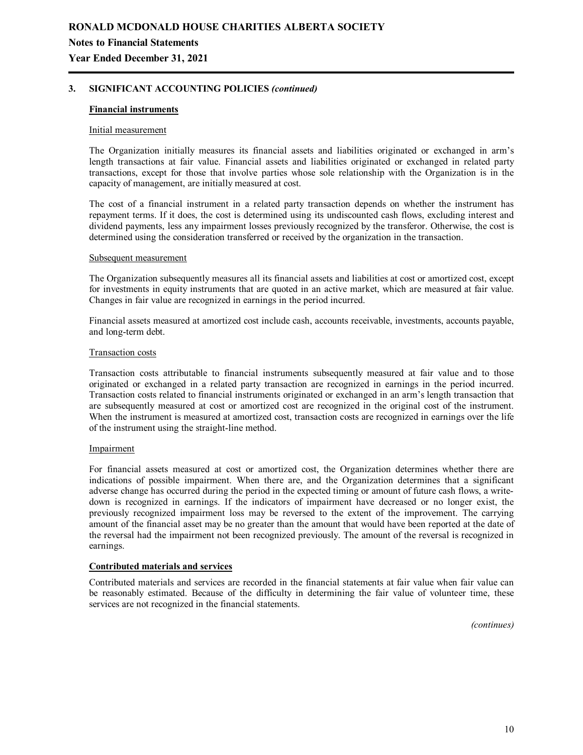## 3. SIGNIFICANT ACCOUNTING POLICIES *(continued)*

### Financial instruments

Initial measurement

The Organization initially measures its financial assets and liabilities originated or exchanged in arm's length transactions at fair value. Financial assets and liabilities originated or exchanged in related party transactions, except for those that involve parties whose sole relationship with the Organization is in the capacity of management, are initially measured at cost.

The cost of a financial instrument in a related party transaction depends on whether the instrument has repayment terms. If it does, the cost is determined using its undiscounted cash flows, excluding interest and dividend payments, less any impairment losses previously recognized by the transferor. Otherwise, the cost is determined using the consideration transferred or received by the organization in the transaction.

Subsequent measurement

The Organization subsequently measures all its financial assets and liabilities at cost or amortized cost, except for investments in equity instruments that are quoted in an active market, which are measured at fair value. Changes in fair value are recognized in earnings in the period incurred.

Financial assets measured at amortized cost include cash, accounts receivable, investments, accounts payable, and long-term debt.

Transaction costs

Transaction costs attributable to financial instruments subsequently measured at fair value and to those originated or exchanged in a related party transaction are recognized in earnings in the period incurred. Transaction costs related to financial instruments originated or exchanged in an arm's length transaction that are subsequently measured at cost or amortized cost are recognized in the original cost of the instrument. When the instrument is measured at amortized cost, transaction costs are recognized in earnings over the life of the instrument using the straight-line method.

Impairment

For financial assets measured at cost or amortized cost, the Organization determines whether there are indications of possible impairment. When there are, and the Organization determines that a significant adverse change has occurred during the period in the expected timing or amount of future cash flows, a write-down is recognized in earnings. If the indicators of impairment have decreased or no longer exist, the previously recognized impairment loss may be reversed to the extent of the improvement. The carrying amount of the financial asset may be no greater than the amount that would have been reported at the date of the reversal had the impairment not been recognized previously. The amount of the reversal is recognized in earnings.

### Contributed materials and services

Contributed materials and services are recorded in the financial statements at fair value when fair value can be reasonably estimated. Because of the difficulty in determining the fair value of volunteer time, these services are not recognized in the financial statements.

*(continues)*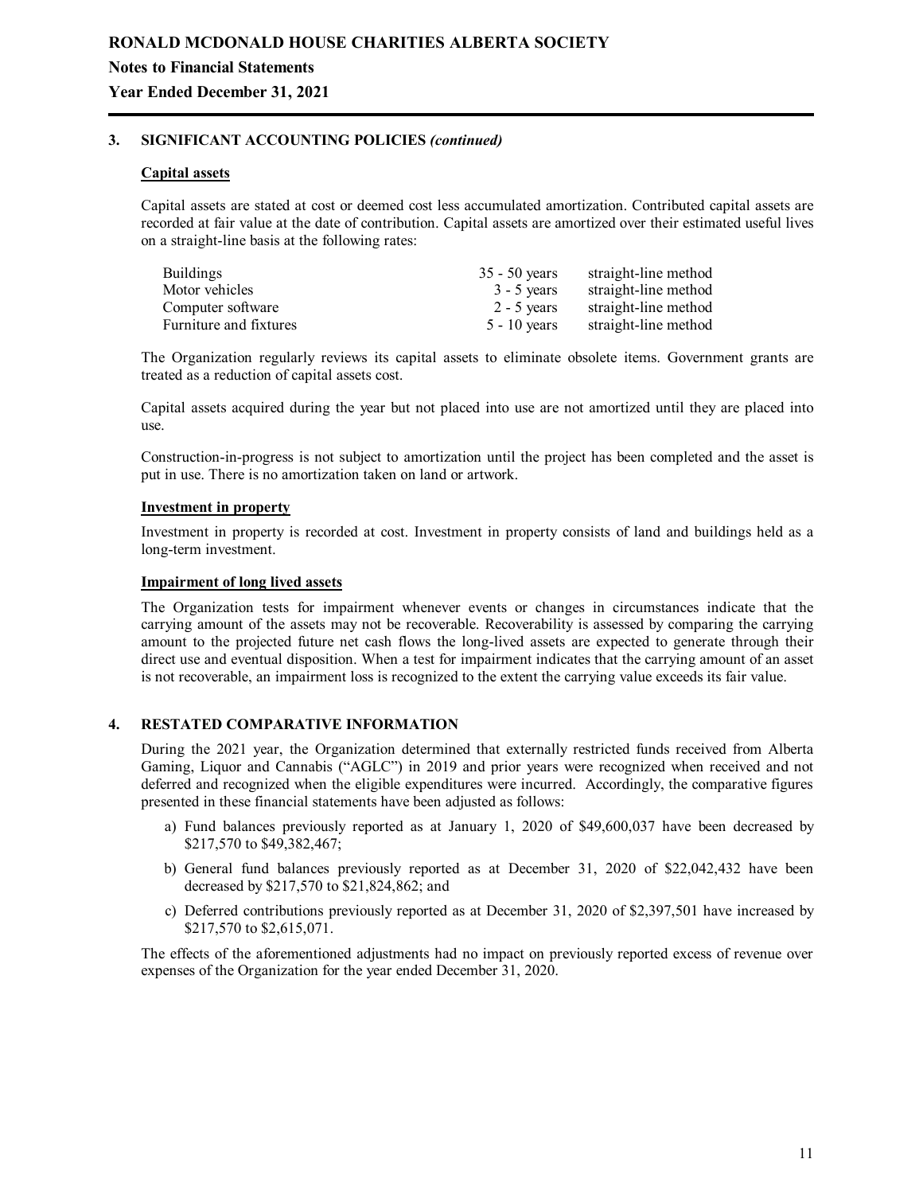**RONALD MCDONALD HOUSE CHARITIES ALBERTA SOCIETY**

**Notes to Financial Statements**

**Year Ended December 31, 2021**

### 3. SIGNIFICANT ACCOUNTING POLICIES *(continued)*

**Capital assets**

Capital assets are stated at cost or deemed cost less accumulated amortization. Contributed capital assets are recorded at fair value at the date of contribution. Capital assets are amortized over their estimated useful lives on a straight-line basis at the following rates:

| | | |
|---|---|---|
| Buildings | 35 - 50 years | straight-line method |
| Motor vehicles | 3 - 5 years | straight-line method |
| Computer software | 2 - 5 years | straight-line method |
| Furniture and fixtures | 5 - 10 years | straight-line method |

The Organization regularly reviews its capital assets to eliminate obsolete items. Government grants are treated as a reduction of capital assets cost.

Capital assets acquired during the year but not placed into use are not amortized until they are placed into use.

Construction-in-progress is not subject to amortization until the project has been completed and the asset is put in use. There is no amortization taken on land or artwork.

**Investment in property**

Investment in property is recorded at cost. Investment in property consists of land and buildings held as a long-term investment.

**Impairment of long lived assets**

The Organization tests for impairment whenever events or changes in circumstances indicate that the carrying amount of the assets may not be recoverable. Recoverability is assessed by comparing the carrying amount to the projected future net cash flows the long-lived assets are expected to generate through their direct use and eventual disposition. When a test for impairment indicates that the carrying amount of an asset is not recoverable, an impairment loss is recognized to the extent the carrying value exceeds its fair value.

### 4. RESTATED COMPARATIVE INFORMATION

During the 2021 year, the Organization determined that externally restricted funds received from Alberta Gaming, Liquor and Cannabis ("AGLC") in 2019 and prior years were recognized when received and not deferred and recognized when the eligible expenditures were incurred. Accordingly, the comparative figures presented in these financial statements have been adjusted as follows:

a) Fund balances previously reported as at January 1, 2020 of $49,600,037 have been decreased by $217,570 to $49,382,467;

b) General fund balances previously reported as at December 31, 2020 of $22,042,432 have been decreased by $217,570 to $21,824,862; and

c) Deferred contributions previously reported as at December 31, 2020 of $2,397,501 have increased by $217,570 to $2,615,071.

The effects of the aforementioned adjustments had no impact on previously reported excess of revenue over expenses of the Organization for the year ended December 31, 2020.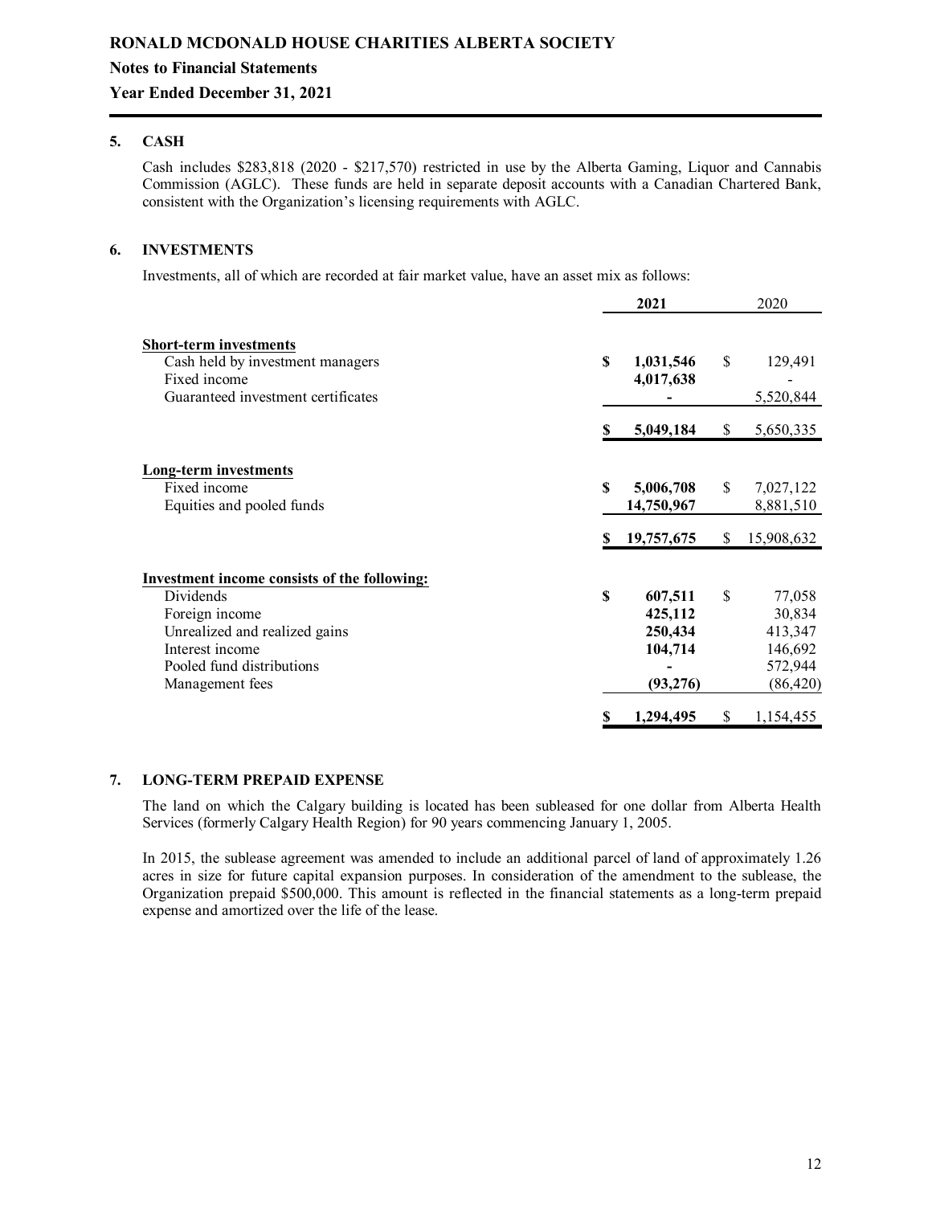# RONALD MCDONALD HOUSE CHARITIES ALBERTA SOCIETY

## Notes to Financial Statements

## Year Ended December 31, 2021

### 5. CASH

Cash includes $283,818 (2020 - $217,570) restricted in use by the Alberta Gaming, Liquor and Cannabis Commission (AGLC). These funds are held in separate deposit accounts with a Canadian Chartered Bank, consistent with the Organization's licensing requirements with AGLC.

### 6. INVESTMENTS

Investments, all of which are recorded at fair market value, have an asset mix as follows:

| | **2021** | 2020 |
|---|---|---|
| **Short-term investments** | | |
| Cash held by investment managers | **$ 1,031,546** | $ 129,491 |
| Fixed income | **4,017,638** | - |
| Guaranteed investment certificates | **-** | 5,520,844 |
| | **$ 5,049,184** | $ 5,650,335 |
| **Long-term investments** | | |
| Fixed income | **$ 5,006,708** | $ 7,027,122 |
| Equities and pooled funds | **14,750,967** | 8,881,510 |
| | **$ 19,757,675** | $ 15,908,632 |
| **Investment income consists of the following:** | | |
| Dividends | **$ 607,511** | $ 77,058 |
| Foreign income | **425,112** | 30,834 |
| Unrealized and realized gains | **250,434** | 413,347 |
| Interest income | **104,714** | 146,692 |
| Pooled fund distributions | **-** | 572,944 |
| Management fees | **(93,276)** | (86,420) |
| | **$ 1,294,495** | $ 1,154,455 |

### 7. LONG-TERM PREPAID EXPENSE

The land on which the Calgary building is located has been subleased for one dollar from Alberta Health Services (formerly Calgary Health Region) for 90 years commencing January 1, 2005.

In 2015, the sublease agreement was amended to include an additional parcel of land of approximately 1.26 acres in size for future capital expansion purposes. In consideration of the amendment to the sublease, the Organization prepaid $500,000. This amount is reflected in the financial statements as a long-term prepaid expense and amortized over the life of the lease.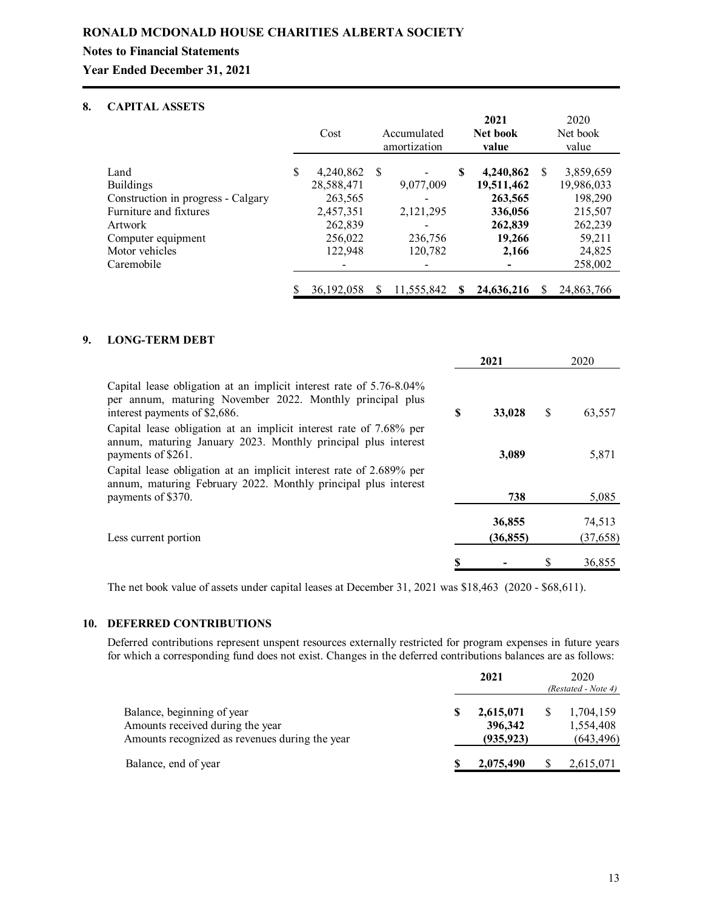# RONALD MCDONALD HOUSE CHARITIES ALBERTA SOCIETY

## Notes to Financial Statements

## Year Ended December 31, 2021

### 8. CAPITAL ASSETS

| | Cost | Accumulated amortization | 2021 Net book value | 2020 Net book value |
|---|---|---|---|---|
| Land | $ 4,240,862 | $ - | **$ 4,240,862** | $ 3,859,659 |
| Buildings | 28,588,471 | 9,077,009 | **19,511,462** | 19,986,033 |
| Construction in progress - Calgary | 263,565 | - | **263,565** | 198,290 |
| Furniture and fixtures | 2,457,351 | 2,121,295 | **336,056** | 215,507 |
| Artwork | 262,839 | - | **262,839** | 262,239 |
| Computer equipment | 256,022 | 236,756 | **19,266** | 59,211 |
| Motor vehicles | 122,948 | 120,782 | **2,166** | 24,825 |
| Caremobile | - | - | **-** | 258,002 |
| | $ 36,192,058 | $ 11,555,842 | **$ 24,636,216** | $ 24,863,766 |

### 9. LONG-TERM DEBT

| | 2021 | 2020 |
|---|---|---|
| Capital lease obligation at an implicit interest rate of 5.76-8.04% per annum, maturing November 2022. Monthly principal plus interest payments of $2,686. | **$ 33,028** | $ 63,557 |
| Capital lease obligation at an implicit interest rate of 7.68% per annum, maturing January 2023. Monthly principal plus interest payments of $261. | **3,089** | 5,871 |
| Capital lease obligation at an implicit interest rate of 2.689% per annum, maturing February 2022. Monthly principal plus interest payments of $370. | **738** | 5,085 |
| | **36,855** | 74,513 |
| Less current portion | **(36,855)** | (37,658) |
| | **$ -** | $ 36,855 |

The net book value of assets under capital leases at December 31, 2021 was $18,463 (2020 - $68,611).

### 10. DEFERRED CONTRIBUTIONS

Deferred contributions represent unspent resources externally restricted for program expenses in future years for which a corresponding fund does not exist. Changes in the deferred contributions balances are as follows:

| | 2021 | 2020 *(Restated - Note 4)* |
|---|---|---|
| Balance, beginning of year | **$ 2,615,071** | $ 1,704,159 |
| Amounts received during the year | **396,342** | 1,554,408 |
| Amounts recognized as revenues during the year | **(935,923)** | (643,496) |
| Balance, end of year | **$ 2,075,490** | $ 2,615,071 |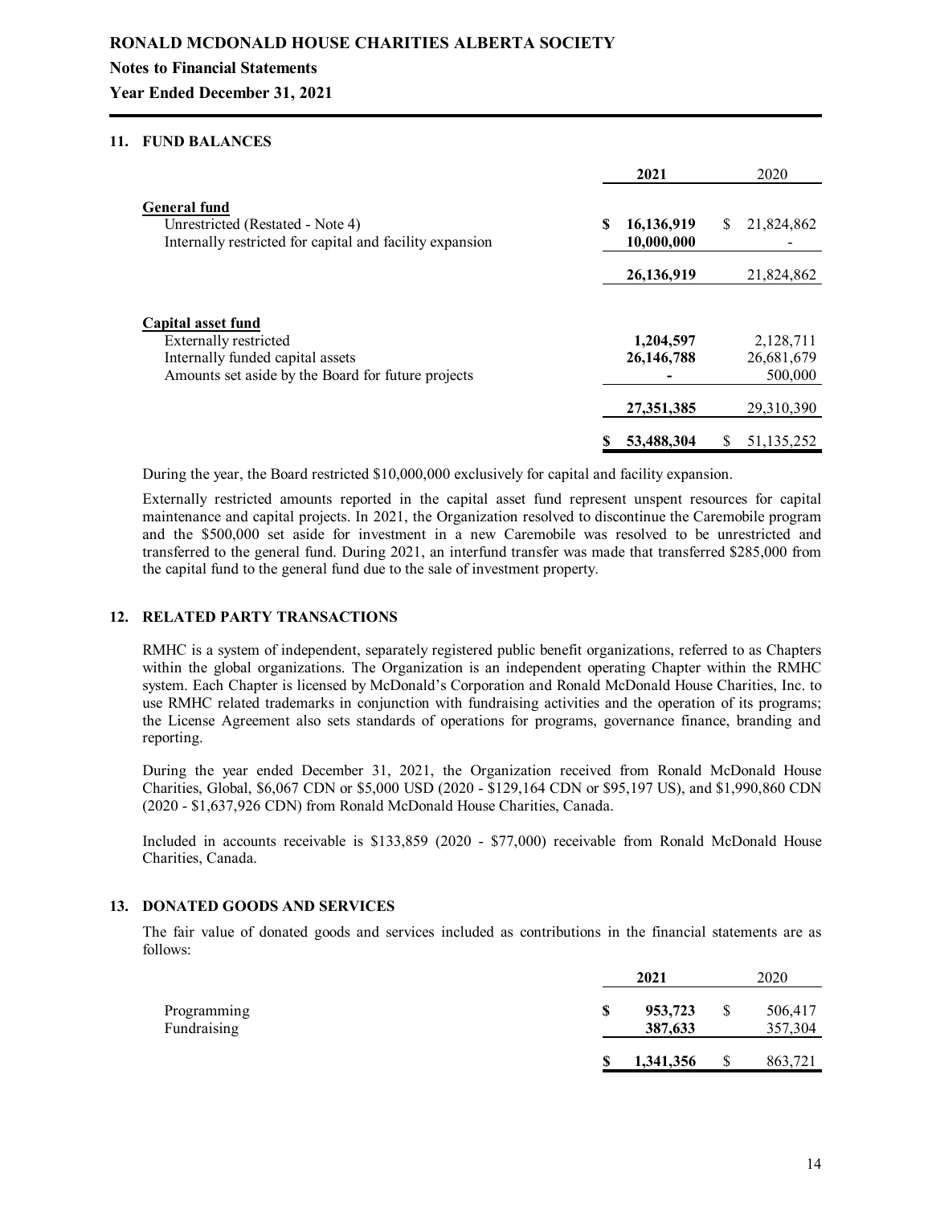**RONALD MCDONALD HOUSE CHARITIES ALBERTA SOCIETY**

**Notes to Financial Statements**

**Year Ended December 31, 2021**

## 11. FUND BALANCES

| | 2021 | 2020 |
|---|---|---|
| **General fund** | | |
| Unrestricted (Restated - Note 4) | **$ 16,136,919** | $ 21,824,862 |
| Internally restricted for capital and facility expansion | **10,000,000** | - |
| | **26,136,919** | 21,824,862 |
| **Capital asset fund** | | |
| Externally restricted | **1,204,597** | 2,128,711 |
| Internally funded capital assets | **26,146,788** | 26,681,679 |
| Amounts set aside by the Board for future projects | **-** | 500,000 |
| | **27,351,385** | 29,310,390 |
| | **$ 53,488,304** | $ 51,135,252 |

During the year, the Board restricted $10,000,000 exclusively for capital and facility expansion.

Externally restricted amounts reported in the capital asset fund represent unspent resources for capital maintenance and capital projects. In 2021, the Organization resolved to discontinue the Caremobile program and the $500,000 set aside for investment in a new Caremobile was resolved to be unrestricted and transferred to the general fund. During 2021, an interfund transfer was made that transferred $285,000 from the capital fund to the general fund due to the sale of investment property.

## 12. RELATED PARTY TRANSACTIONS

RMHC is a system of independent, separately registered public benefit organizations, referred to as Chapters within the global organizations. The Organization is an independent operating Chapter within the RMHC system. Each Chapter is licensed by McDonald's Corporation and Ronald McDonald House Charities, Inc. to use RMHC related trademarks in conjunction with fundraising activities and the operation of its programs; the License Agreement also sets standards of operations for programs, governance finance, branding and reporting.

During the year ended December 31, 2021, the Organization received from Ronald McDonald House Charities, Global, $6,067 CDN or $5,000 USD (2020 - $129,164 CDN or $95,197 US), and $1,990,860 CDN (2020 - $1,637,926 CDN) from Ronald McDonald House Charities, Canada.

Included in accounts receivable is $133,859 (2020 - $77,000) receivable from Ronald McDonald House Charities, Canada.

## 13. DONATED GOODS AND SERVICES

The fair value of donated goods and services included as contributions in the financial statements are as follows:

| | 2021 | 2020 |
|---|---|---|
| Programming | **$ 953,723** | $ 506,417 |
| Fundraising | **387,633** | 357,304 |
| | **$ 1,341,356** | $ 863,721 |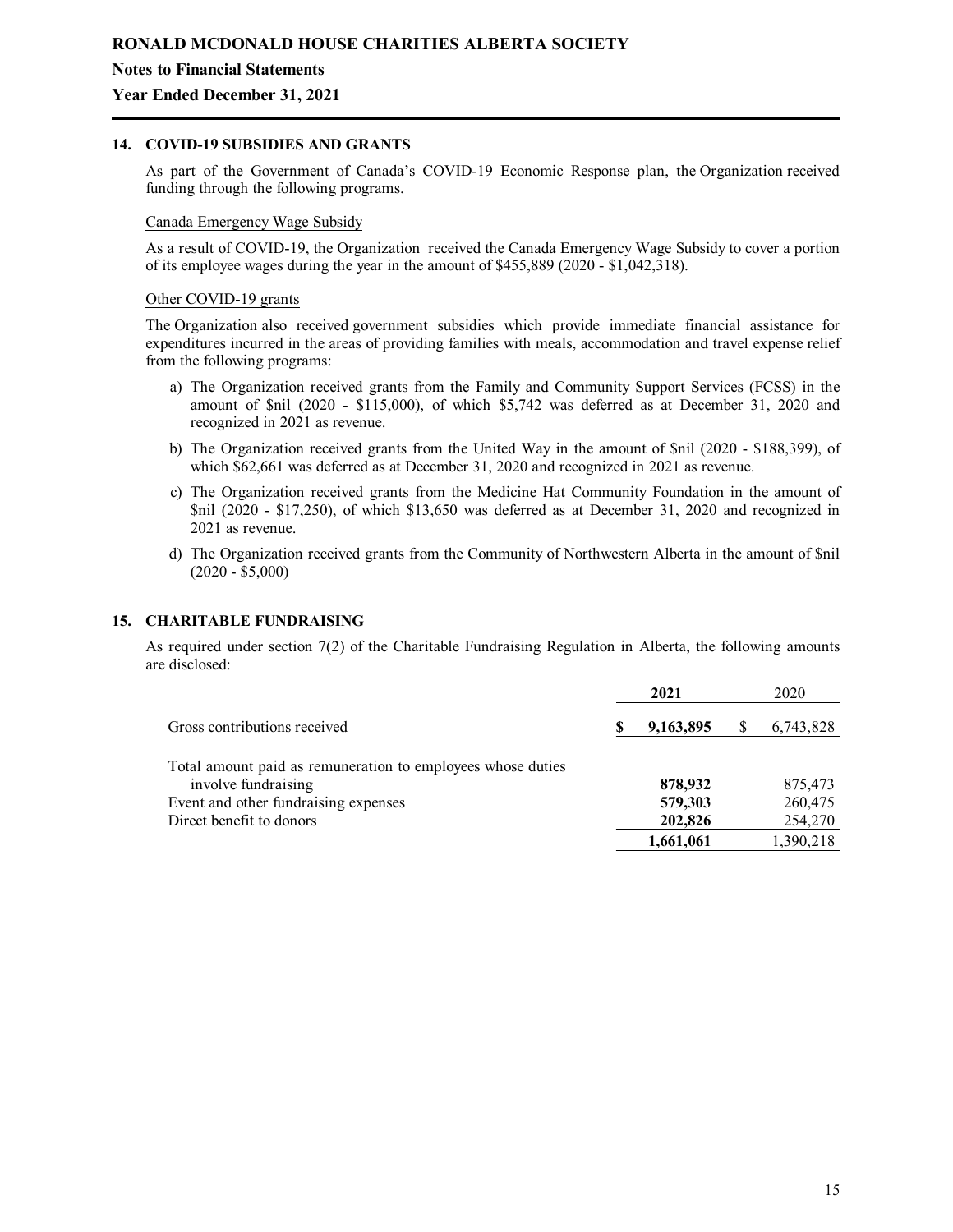**RONALD MCDONALD HOUSE CHARITIES ALBERTA SOCIETY**

**Notes to Financial Statements**

**Year Ended December 31, 2021**

## 14. COVID-19 SUBSIDIES AND GRANTS

As part of the Government of Canada's COVID-19 Economic Response plan, the Organization received funding through the following programs.

Canada Emergency Wage Subsidy

As a result of COVID-19, the Organization received the Canada Emergency Wage Subsidy to cover a portion of its employee wages during the year in the amount of $455,889 (2020 - $1,042,318).

Other COVID-19 grants

The Organization also received government subsidies which provide immediate financial assistance for expenditures incurred in the areas of providing families with meals, accommodation and travel expense relief from the following programs:

a) The Organization received grants from the Family and Community Support Services (FCSS) in the amount of $nil (2020 - $115,000), of which $5,742 was deferred as at December 31, 2020 and recognized in 2021 as revenue.

b) The Organization received grants from the United Way in the amount of $nil (2020 - $188,399), of which $62,661 was deferred as at December 31, 2020 and recognized in 2021 as revenue.

c) The Organization received grants from the Medicine Hat Community Foundation in the amount of $nil (2020 - $17,250), of which $13,650 was deferred as at December 31, 2020 and recognized in 2021 as revenue.

d) The Organization received grants from the Community of Northwestern Alberta in the amount of $nil (2020 - $5,000)

## 15. CHARITABLE FUNDRAISING

As required under section 7(2) of the Charitable Fundraising Regulation in Alberta, the following amounts are disclosed:

| | **2021** | 2020 |
|---|---|---|
| Gross contributions received | **$ 9,163,895** | $ 6,743,828 |
| Total amount paid as remuneration to employees whose duties involve fundraising | **878,932** | 875,473 |
| Event and other fundraising expenses | **579,303** | 260,475 |
| Direct benefit to donors | **202,826** | 254,270 |
| | **1,661,061** | 1,390,218 |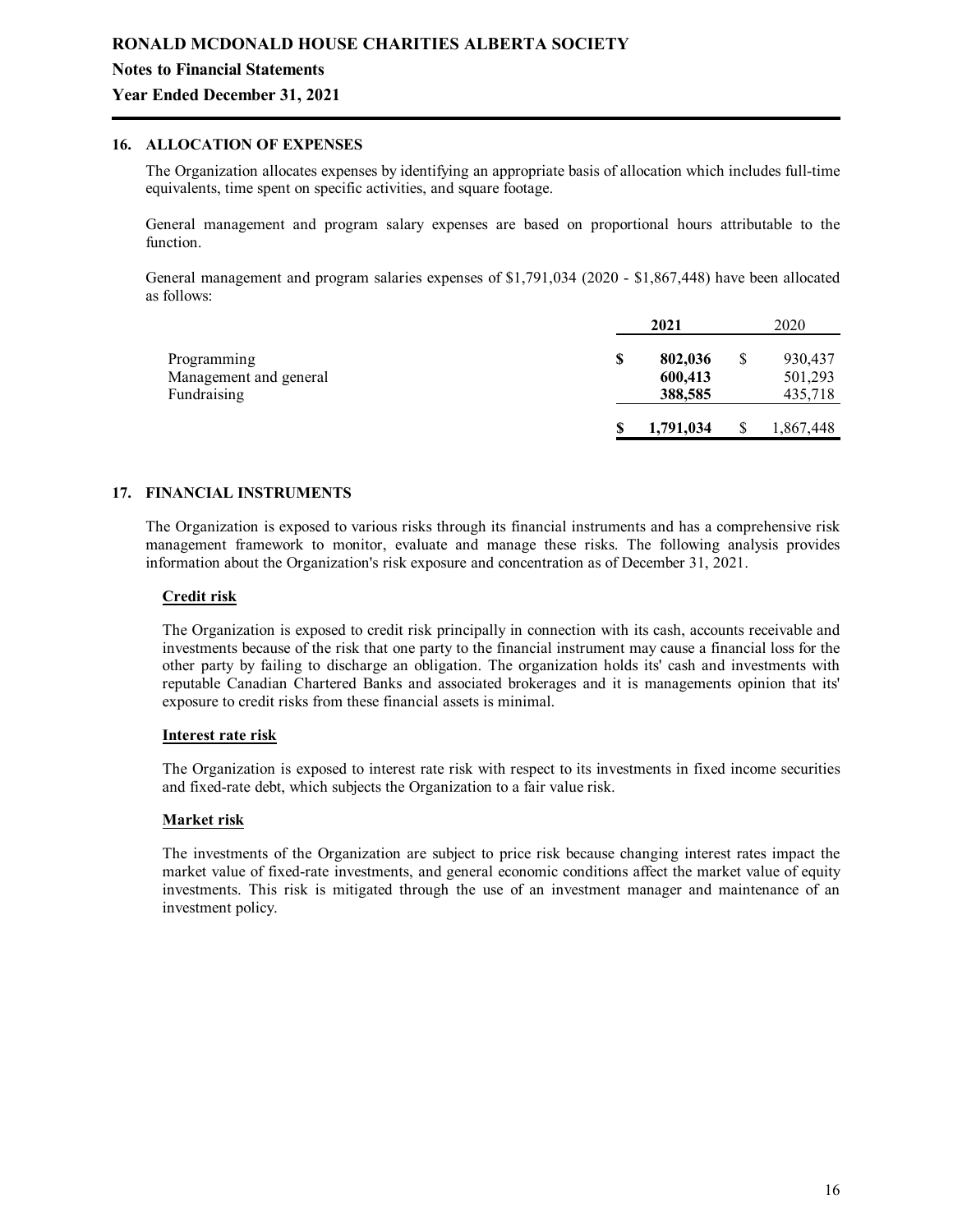## 16. ALLOCATION OF EXPENSES

The Organization allocates expenses by identifying an appropriate basis of allocation which includes full-time equivalents, time spent on specific activities, and square footage.

General management and program salary expenses are based on proportional hours attributable to the function.

General management and program salaries expenses of $1,791,034 (2020 - $1,867,448) have been allocated as follows:

| | **2021** | 2020 |
|---|---|---|
| Programming | **$ 802,036** | $ 930,437 |
| Management and general | **600,413** | 501,293 |
| Fundraising | **388,585** | 435,718 |
| | **$ 1,791,034** | $ 1,867,448 |

## 17. FINANCIAL INSTRUMENTS

The Organization is exposed to various risks through its financial instruments and has a comprehensive risk management framework to monitor, evaluate and manage these risks. The following analysis provides information about the Organization's risk exposure and concentration as of December 31, 2021.

### Credit risk

The Organization is exposed to credit risk principally in connection with its cash, accounts receivable and investments because of the risk that one party to the financial instrument may cause a financial loss for the other party by failing to discharge an obligation. The organization holds its' cash and investments with reputable Canadian Chartered Banks and associated brokerages and it is managements opinion that its' exposure to credit risks from these financial assets is minimal.

### Interest rate risk

The Organization is exposed to interest rate risk with respect to its investments in fixed income securities and fixed-rate debt, which subjects the Organization to a fair value risk.

### Market risk

The investments of the Organization are subject to price risk because changing interest rates impact the market value of fixed-rate investments, and general economic conditions affect the market value of equity investments. This risk is mitigated through the use of an investment manager and maintenance of an investment policy.